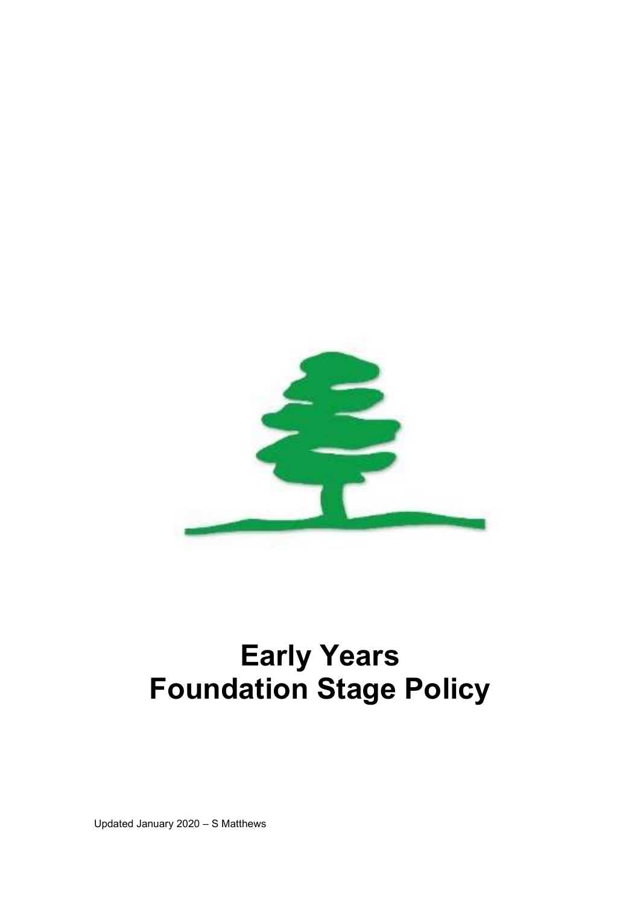# Early Years Foundation Stage Policy

Updated January 2020 – S Matthews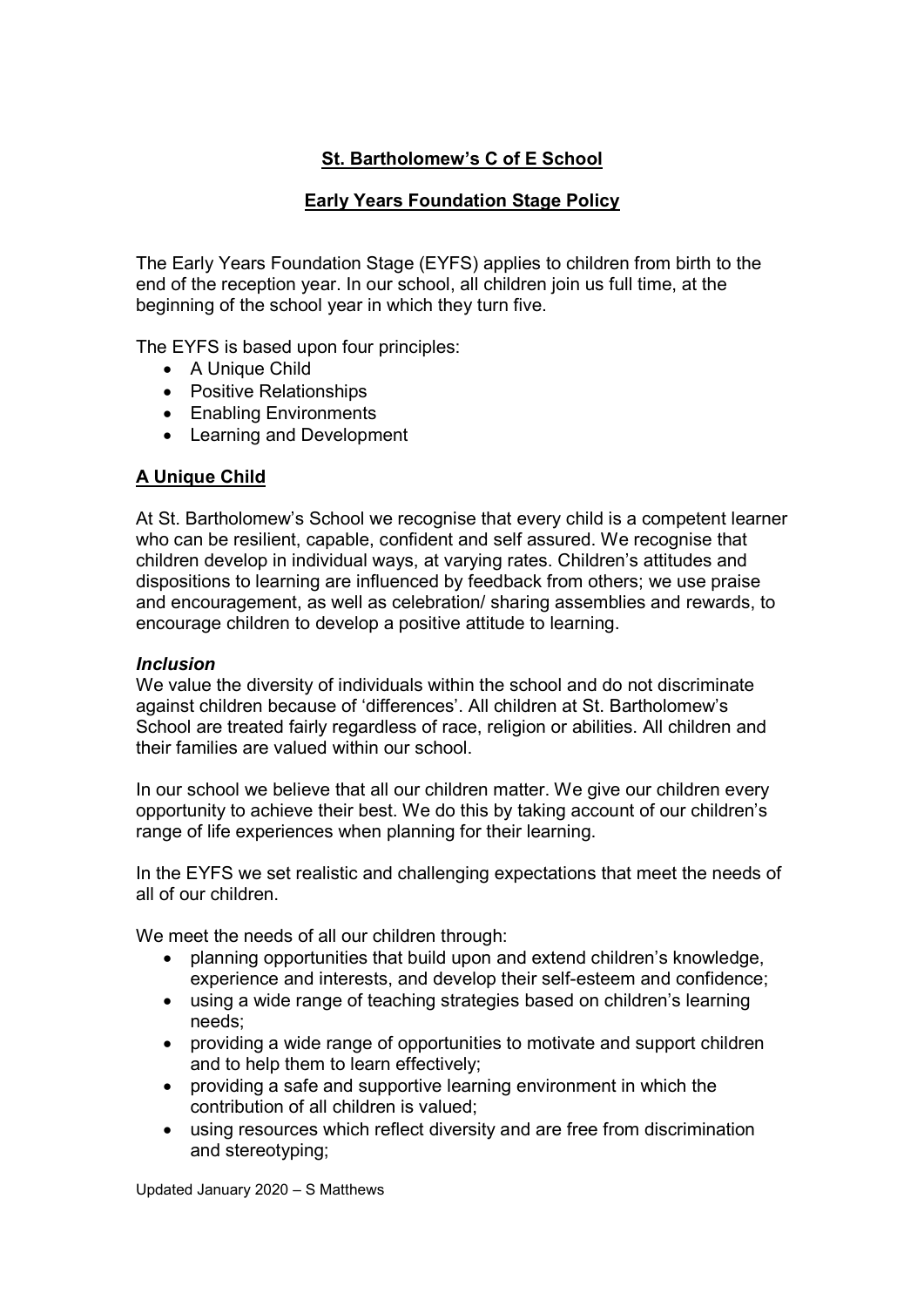**St. Bartholomew's C of E School**

**Early Years Foundation Stage Policy**

The Early Years Foundation Stage (EYFS) applies to children from birth to the end of the reception year. In our school, all children join us full time, at the beginning of the school year in which they turn five.

The EYFS is based upon four principles:

- A Unique Child
- Positive Relationships
- Enabling Environments
- Learning and Development

## A Unique Child

At St. Bartholomew's School we recognise that every child is a competent learner who can be resilient, capable, confident and self assured. We recognise that children develop in individual ways, at varying rates. Children's attitudes and dispositions to learning are influenced by feedback from others; we use praise and encouragement, as well as celebration/ sharing assemblies and rewards, to encourage children to develop a positive attitude to learning.

### *Inclusion*

We value the diversity of individuals within the school and do not discriminate against children because of 'differences'. All children at St. Bartholomew's School are treated fairly regardless of race, religion or abilities. All children and their families are valued within our school.

In our school we believe that all our children matter. We give our children every opportunity to achieve their best. We do this by taking account of our children's range of life experiences when planning for their learning.

In the EYFS we set realistic and challenging expectations that meet the needs of all of our children.

We meet the needs of all our children through:

- planning opportunities that build upon and extend children's knowledge, experience and interests, and develop their self-esteem and confidence;
- using a wide range of teaching strategies based on children's learning needs;
- providing a wide range of opportunities to motivate and support children and to help them to learn effectively;
- providing a safe and supportive learning environment in which the contribution of all children is valued;
- using resources which reflect diversity and are free from discrimination and stereotyping;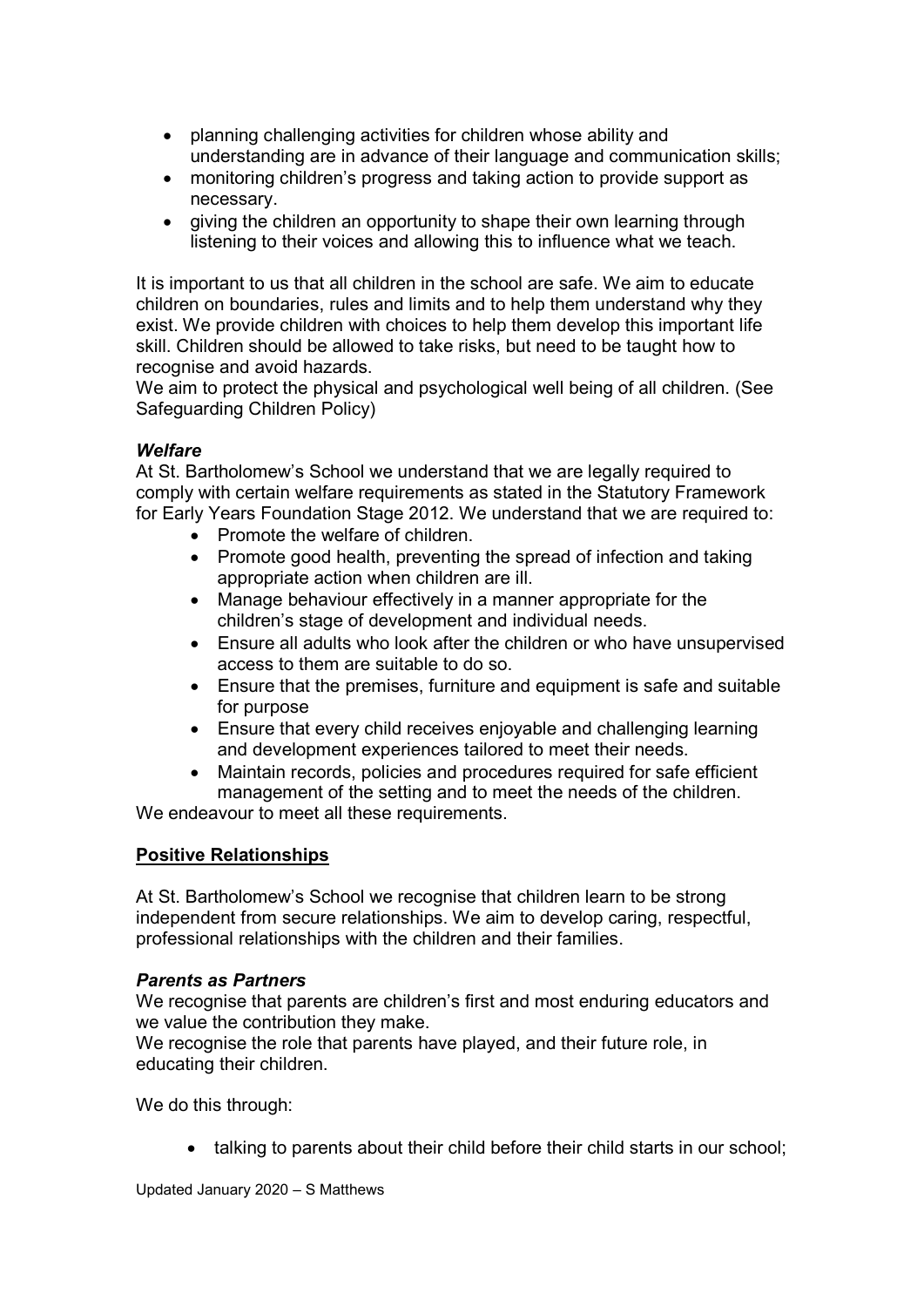- planning challenging activities for children whose ability and understanding are in advance of their language and communication skills;
- monitoring children's progress and taking action to provide support as necessary.
- giving the children an opportunity to shape their own learning through listening to their voices and allowing this to influence what we teach.

It is important to us that all children in the school are safe. We aim to educate children on boundaries, rules and limits and to help them understand why they exist. We provide children with choices to help them develop this important life skill. Children should be allowed to take risks, but need to be taught how to recognise and avoid hazards.
We aim to protect the physical and psychological well being of all children. (See Safeguarding Children Policy)

***Welfare***
At St. Bartholomew's School we understand that we are legally required to comply with certain welfare requirements as stated in the Statutory Framework for Early Years Foundation Stage 2012. We understand that we are required to:

- Promote the welfare of children.
- Promote good health, preventing the spread of infection and taking appropriate action when children are ill.
- Manage behaviour effectively in a manner appropriate for the children's stage of development and individual needs.
- Ensure all adults who look after the children or who have unsupervised access to them are suitable to do so.
- Ensure that the premises, furniture and equipment is safe and suitable for purpose
- Ensure that every child receives enjoyable and challenging learning and development experiences tailored to meet their needs.
- Maintain records, policies and procedures required for safe efficient management of the setting and to meet the needs of the children.

We endeavour to meet all these requirements.

**<u>Positive Relationships</u>**

At St. Bartholomew's School we recognise that children learn to be strong independent from secure relationships. We aim to develop caring, respectful, professional relationships with the children and their families.

***Parents as Partners***
We recognise that parents are children's first and most enduring educators and we value the contribution they make.
We recognise the role that parents have played, and their future role, in educating their children.

We do this through:

- talking to parents about their child before their child starts in our school;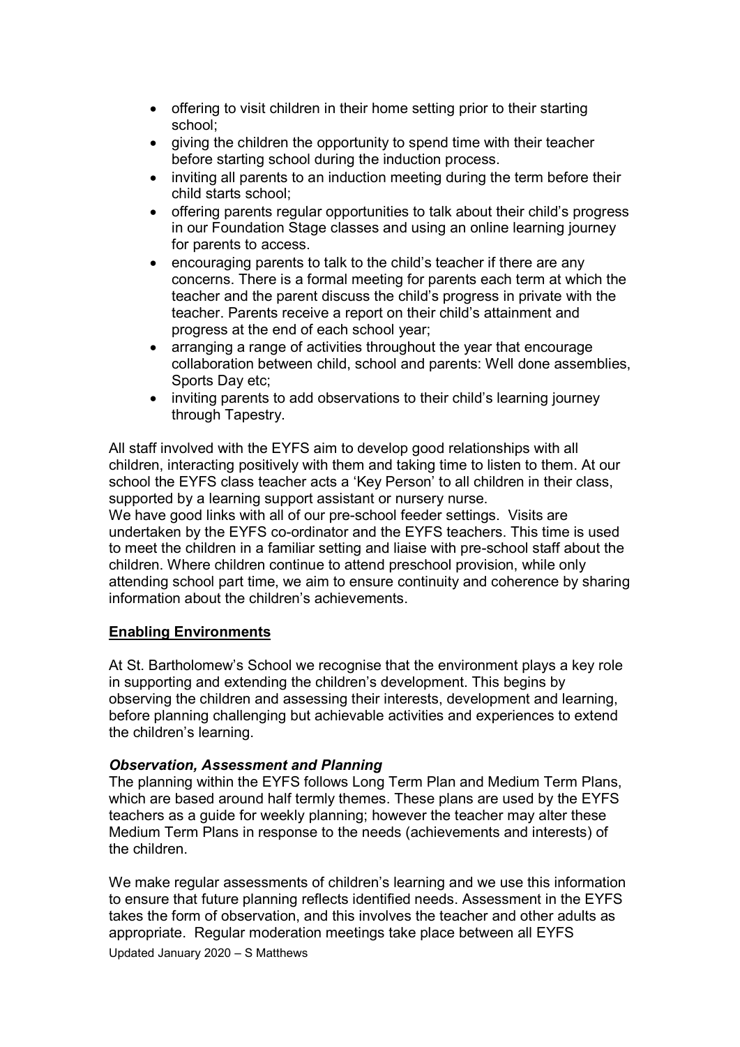- offering to visit children in their home setting prior to their starting school;
- giving the children the opportunity to spend time with their teacher before starting school during the induction process.
- inviting all parents to an induction meeting during the term before their child starts school;
- offering parents regular opportunities to talk about their child's progress in our Foundation Stage classes and using an online learning journey for parents to access.
- encouraging parents to talk to the child's teacher if there are any concerns. There is a formal meeting for parents each term at which the teacher and the parent discuss the child's progress in private with the teacher. Parents receive a report on their child's attainment and progress at the end of each school year;
- arranging a range of activities throughout the year that encourage collaboration between child, school and parents: Well done assemblies, Sports Day etc;
- inviting parents to add observations to their child's learning journey through Tapestry.

All staff involved with the EYFS aim to develop good relationships with all children, interacting positively with them and taking time to listen to them. At our school the EYFS class teacher acts a 'Key Person' to all children in their class, supported by a learning support assistant or nursery nurse.
We have good links with all of our pre-school feeder settings. Visits are undertaken by the EYFS co-ordinator and the EYFS teachers. This time is used to meet the children in a familiar setting and liaise with pre-school staff about the children. Where children continue to attend preschool provision, while only attending school part time, we aim to ensure continuity and coherence by sharing information about the children's achievements.

## Enabling Environments

At St. Bartholomew's School we recognise that the environment plays a key role in supporting and extending the children's development. This begins by observing the children and assessing their interests, development and learning, before planning challenging but achievable activities and experiences to extend the children's learning.

### *Observation, Assessment and Planning*

The planning within the EYFS follows Long Term Plan and Medium Term Plans, which are based around half termly themes. These plans are used by the EYFS teachers as a guide for weekly planning; however the teacher may alter these Medium Term Plans in response to the needs (achievements and interests) of the children.

We make regular assessments of children's learning and we use this information to ensure that future planning reflects identified needs. Assessment in the EYFS takes the form of observation, and this involves the teacher and other adults as appropriate. Regular moderation meetings take place between all EYFS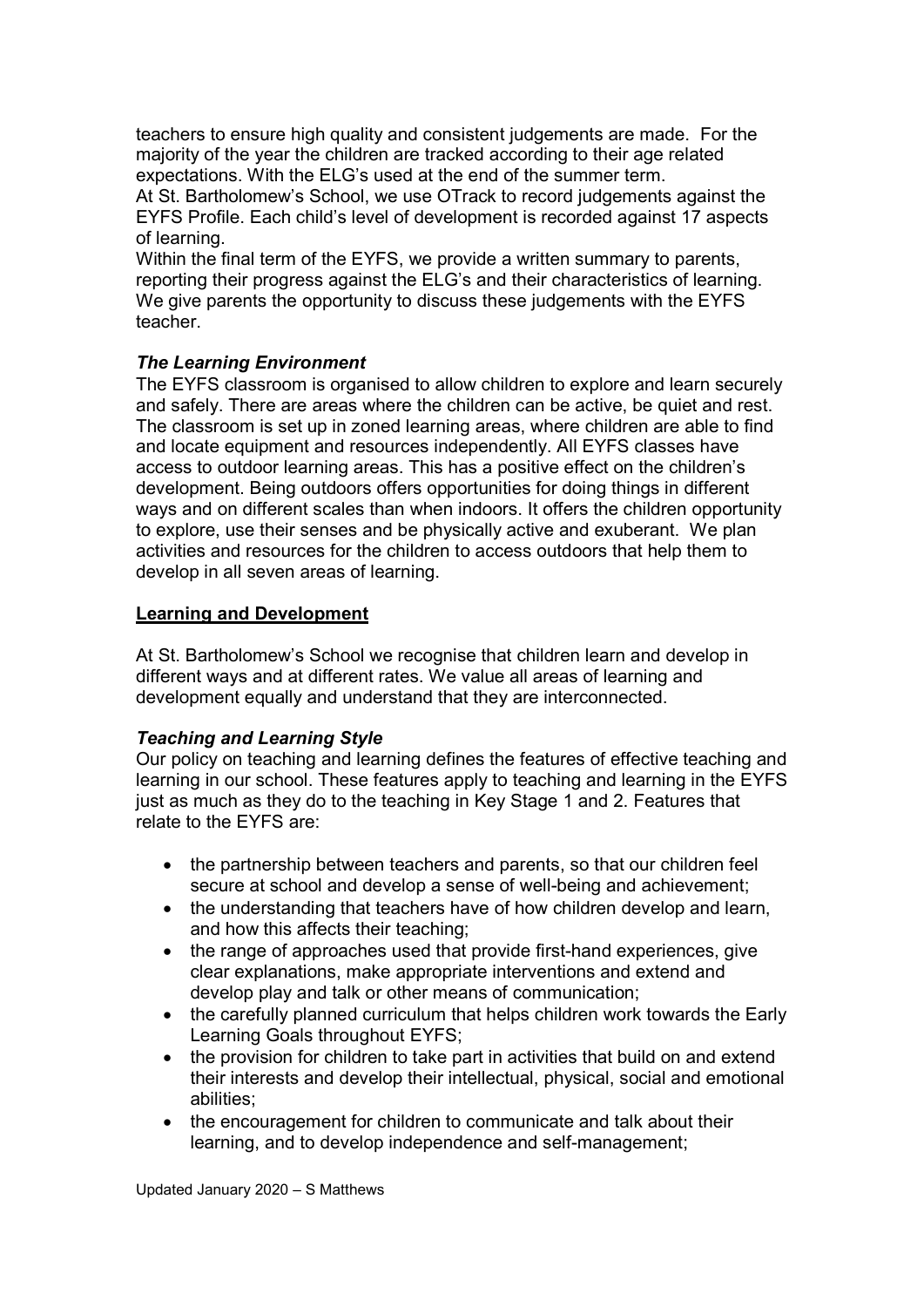teachers to ensure high quality and consistent judgements are made. For the majority of the year the children are tracked according to their age related expectations. With the ELG's used at the end of the summer term.
At St. Bartholomew's School, we use OTrack to record judgements against the EYFS Profile. Each child's level of development is recorded against 17 aspects of learning.
Within the final term of the EYFS, we provide a written summary to parents, reporting their progress against the ELG's and their characteristics of learning. We give parents the opportunity to discuss these judgements with the EYFS teacher.

***The Learning Environment***

The EYFS classroom is organised to allow children to explore and learn securely and safely. There are areas where the children can be active, be quiet and rest. The classroom is set up in zoned learning areas, where children are able to find and locate equipment and resources independently. All EYFS classes have access to outdoor learning areas. This has a positive effect on the children's development. Being outdoors offers opportunities for doing things in different ways and on different scales than when indoors. It offers the children opportunity to explore, use their senses and be physically active and exuberant. We plan activities and resources for the children to access outdoors that help them to develop in all seven areas of learning.

**<u>Learning and Development</u>**

At St. Bartholomew's School we recognise that children learn and develop in different ways and at different rates. We value all areas of learning and development equally and understand that they are interconnected.

***Teaching and Learning Style***

Our policy on teaching and learning defines the features of effective teaching and learning in our school. These features apply to teaching and learning in the EYFS just as much as they do to the teaching in Key Stage 1 and 2. Features that relate to the EYFS are:

- the partnership between teachers and parents, so that our children feel secure at school and develop a sense of well-being and achievement;
- the understanding that teachers have of how children develop and learn, and how this affects their teaching;
- the range of approaches used that provide first-hand experiences, give clear explanations, make appropriate interventions and extend and develop play and talk or other means of communication;
- the carefully planned curriculum that helps children work towards the Early Learning Goals throughout EYFS;
- the provision for children to take part in activities that build on and extend their interests and develop their intellectual, physical, social and emotional abilities;
- the encouragement for children to communicate and talk about their learning, and to develop independence and self-management;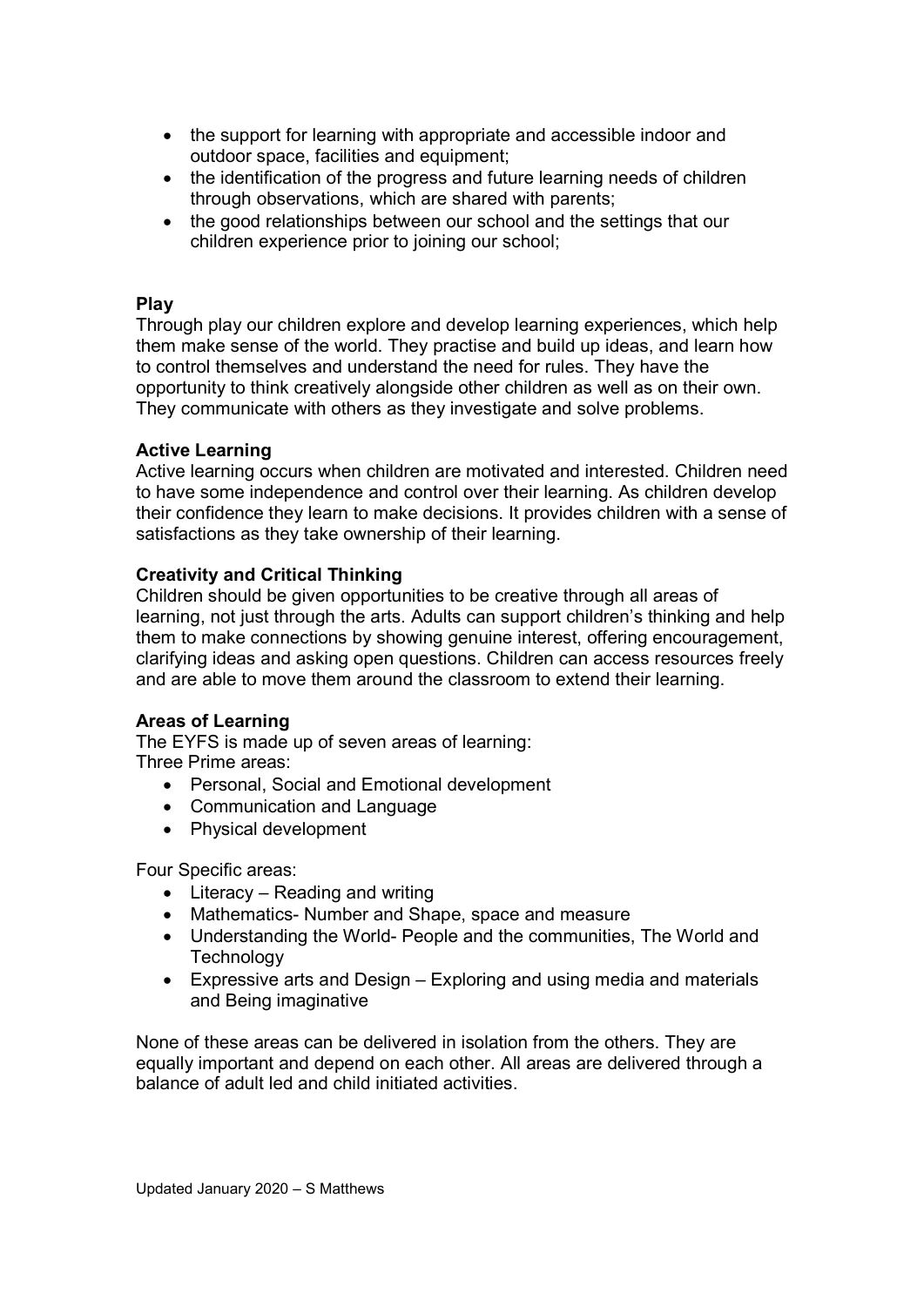- the support for learning with appropriate and accessible indoor and outdoor space, facilities and equipment;
- the identification of the progress and future learning needs of children through observations, which are shared with parents;
- the good relationships between our school and the settings that our children experience prior to joining our school;

**Play**

Through play our children explore and develop learning experiences, which help them make sense of the world. They practise and build up ideas, and learn how to control themselves and understand the need for rules. They have the opportunity to think creatively alongside other children as well as on their own. They communicate with others as they investigate and solve problems.

**Active Learning**

Active learning occurs when children are motivated and interested. Children need to have some independence and control over their learning. As children develop their confidence they learn to make decisions. It provides children with a sense of satisfactions as they take ownership of their learning.

**Creativity and Critical Thinking**

Children should be given opportunities to be creative through all areas of learning, not just through the arts. Adults can support children's thinking and help them to make connections by showing genuine interest, offering encouragement, clarifying ideas and asking open questions. Children can access resources freely and are able to move them around the classroom to extend their learning.

**Areas of Learning**

The EYFS is made up of seven areas of learning:
Three Prime areas:

- Personal, Social and Emotional development
- Communication and Language
- Physical development

Four Specific areas:

- Literacy – Reading and writing
- Mathematics- Number and Shape, space and measure
- Understanding the World- People and the communities, The World and Technology
- Expressive arts and Design – Exploring and using media and materials and Being imaginative

None of these areas can be delivered in isolation from the others. They are equally important and depend on each other. All areas are delivered through a balance of adult led and child initiated activities.

Updated January 2020 – S Matthews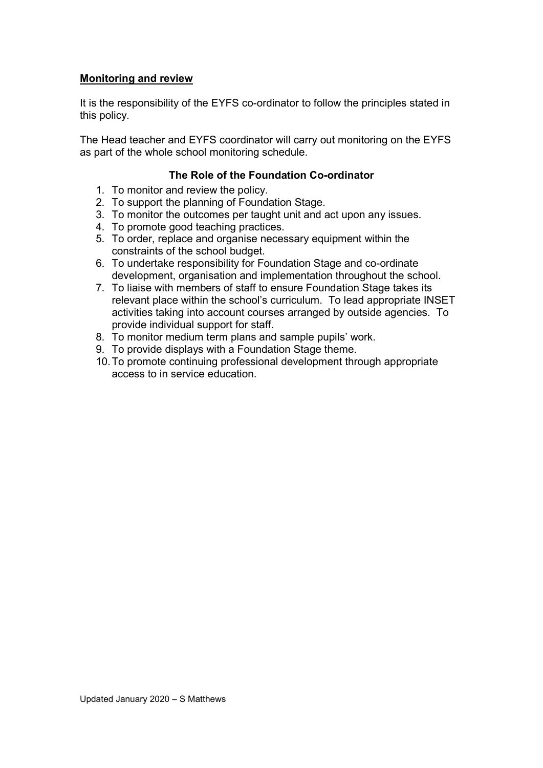**Monitoring and review**

It is the responsibility of the EYFS co-ordinator to follow the principles stated in this policy.

The Head teacher and EYFS coordinator will carry out monitoring on the EYFS as part of the whole school monitoring schedule.

**The Role of the Foundation Co-ordinator**

1. To monitor and review the policy.
2. To support the planning of Foundation Stage.
3. To monitor the outcomes per taught unit and act upon any issues.
4. To promote good teaching practices.
5. To order, replace and organise necessary equipment within the constraints of the school budget.
6. To undertake responsibility for Foundation Stage and co-ordinate development, organisation and implementation throughout the school.
7. To liaise with members of staff to ensure Foundation Stage takes its relevant place within the school's curriculum. To lead appropriate INSET activities taking into account courses arranged by outside agencies. To provide individual support for staff.
8. To monitor medium term plans and sample pupils' work.
9. To provide displays with a Foundation Stage theme.
10. To promote continuing professional development through appropriate access to in service education.

Updated January 2020 – S Matthews